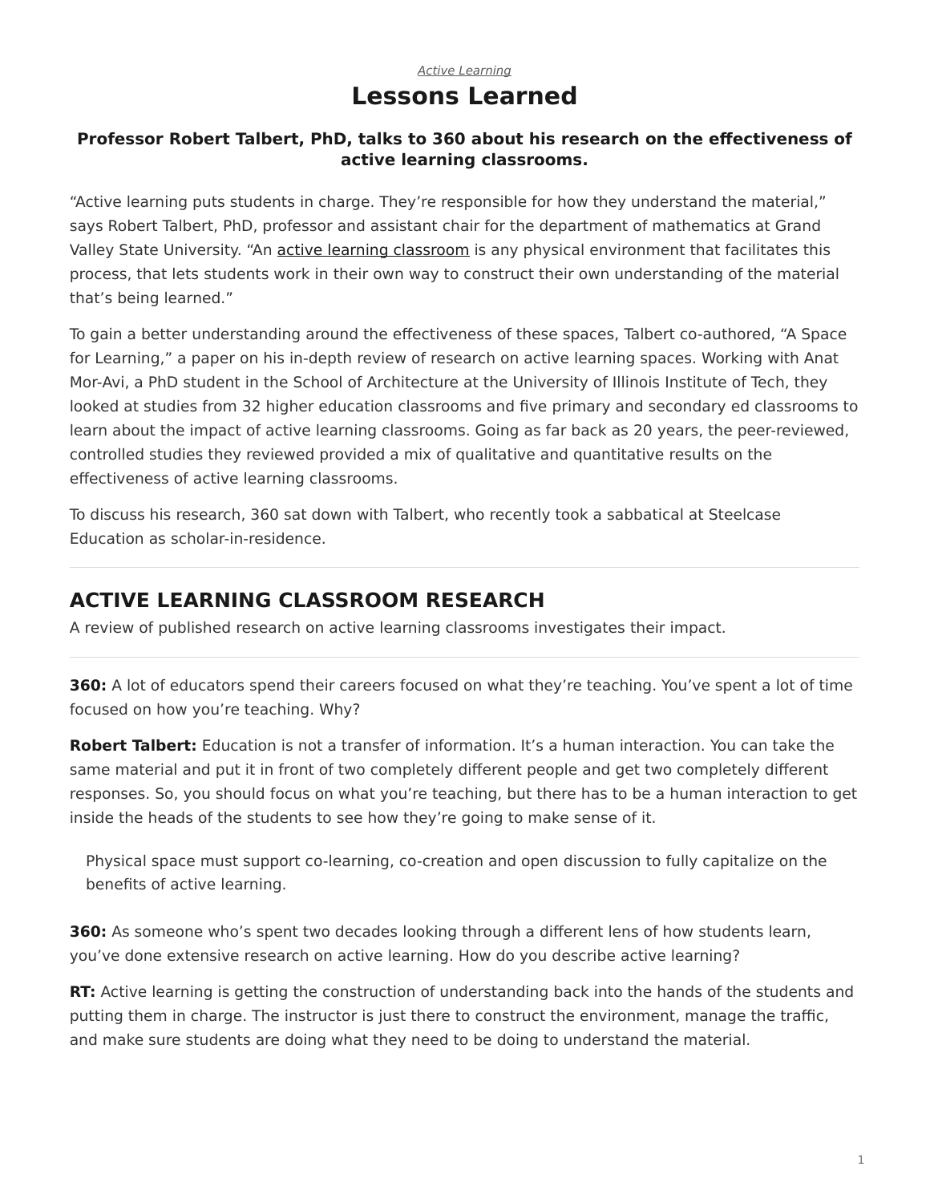*Active Learning*

# Lessons Learned

**Professor Robert Talbert, PhD, talks to 360 about his research on the effectiveness of active learning classrooms.**

"Active learning puts students in charge. They're responsible for how they understand the material," says Robert Talbert, PhD, professor and assistant chair for the department of mathematics at Grand Valley State University. "An active learning classroom is any physical environment that facilitates this process, that lets students work in their own way to construct their own understanding of the material that's being learned."

To gain a better understanding around the effectiveness of these spaces, Talbert co-authored, "A Space for Learning," a paper on his in-depth review of research on active learning spaces. Working with Anat Mor-Avi, a PhD student in the School of Architecture at the University of Illinois Institute of Tech, they looked at studies from 32 higher education classrooms and five primary and secondary ed classrooms to learn about the impact of active learning classrooms. Going as far back as 20 years, the peer-reviewed, controlled studies they reviewed provided a mix of qualitative and quantitative results on the effectiveness of active learning classrooms.

To discuss his research, 360 sat down with Talbert, who recently took a sabbatical at Steelcase Education as scholar-in-residence.

---

## ACTIVE LEARNING CLASSROOM RESEARCH

A review of published research on active learning classrooms investigates their impact.

---

**360:** A lot of educators spend their careers focused on what they're teaching. You've spent a lot of time focused on how you're teaching. Why?

**Robert Talbert:** Education is not a transfer of information. It's a human interaction. You can take the same material and put it in front of two completely different people and get two completely different responses. So, you should focus on what you're teaching, but there has to be a human interaction to get inside the heads of the students to see how they're going to make sense of it.

> Physical space must support co-learning, co-creation and open discussion to fully capitalize on the benefits of active learning.

**360:** As someone who's spent two decades looking through a different lens of how students learn, you've done extensive research on active learning. How do you describe active learning?

**RT:** Active learning is getting the construction of understanding back into the hands of the students and putting them in charge. The instructor is just there to construct the environment, manage the traffic, and make sure students are doing what they need to be doing to understand the material.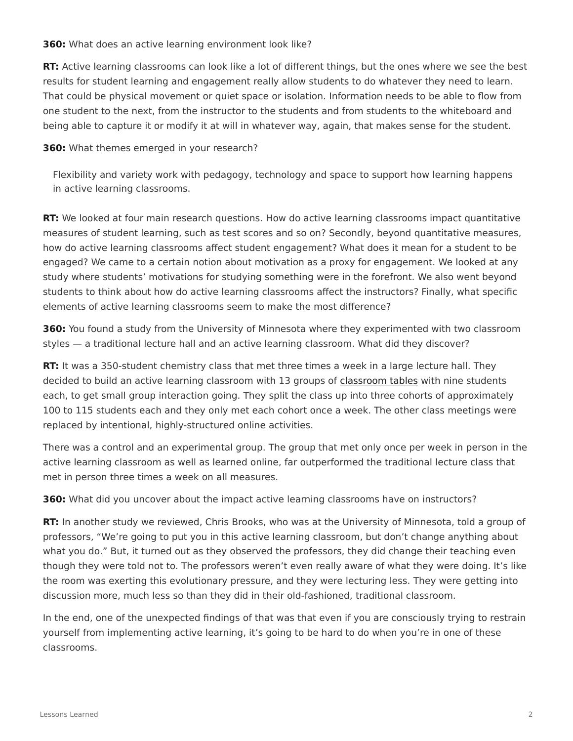**360:** What does an active learning environment look like?

**RT:** Active learning classrooms can look like a lot of different things, but the ones where we see the best results for student learning and engagement really allow students to do whatever they need to learn. That could be physical movement or quiet space or isolation. Information needs to be able to flow from one student to the next, from the instructor to the students and from students to the whiteboard and being able to capture it or modify it at will in whatever way, again, that makes sense for the student.

**360:** What themes emerged in your research?

> Flexibility and variety work with pedagogy, technology and space to support how learning happens in active learning classrooms.

**RT:** We looked at four main research questions. How do active learning classrooms impact quantitative measures of student learning, such as test scores and so on? Secondly, beyond quantitative measures, how do active learning classrooms affect student engagement? What does it mean for a student to be engaged? We came to a certain notion about motivation as a proxy for engagement. We looked at any study where students' motivations for studying something were in the forefront. We also went beyond students to think about how do active learning classrooms affect the instructors? Finally, what specific elements of active learning classrooms seem to make the most difference?

**360:** You found a study from the University of Minnesota where they experimented with two classroom styles — a traditional lecture hall and an active learning classroom. What did they discover?

**RT:** It was a 350-student chemistry class that met three times a week in a large lecture hall. They decided to build an active learning classroom with 13 groups of classroom tables with nine students each, to get small group interaction going. They split the class up into three cohorts of approximately 100 to 115 students each and they only met each cohort once a week. The other class meetings were replaced by intentional, highly-structured online activities.

There was a control and an experimental group. The group that met only once per week in person in the active learning classroom as well as learned online, far outperformed the traditional lecture class that met in person three times a week on all measures.

**360:** What did you uncover about the impact active learning classrooms have on instructors?

**RT:** In another study we reviewed, Chris Brooks, who was at the University of Minnesota, told a group of professors, "We're going to put you in this active learning classroom, but don't change anything about what you do." But, it turned out as they observed the professors, they did change their teaching even though they were told not to. The professors weren't even really aware of what they were doing. It's like the room was exerting this evolutionary pressure, and they were lecturing less. They were getting into discussion more, much less so than they did in their old-fashioned, traditional classroom.

In the end, one of the unexpected findings of that was that even if you are consciously trying to restrain yourself from implementing active learning, it's going to be hard to do when you're in one of these classrooms.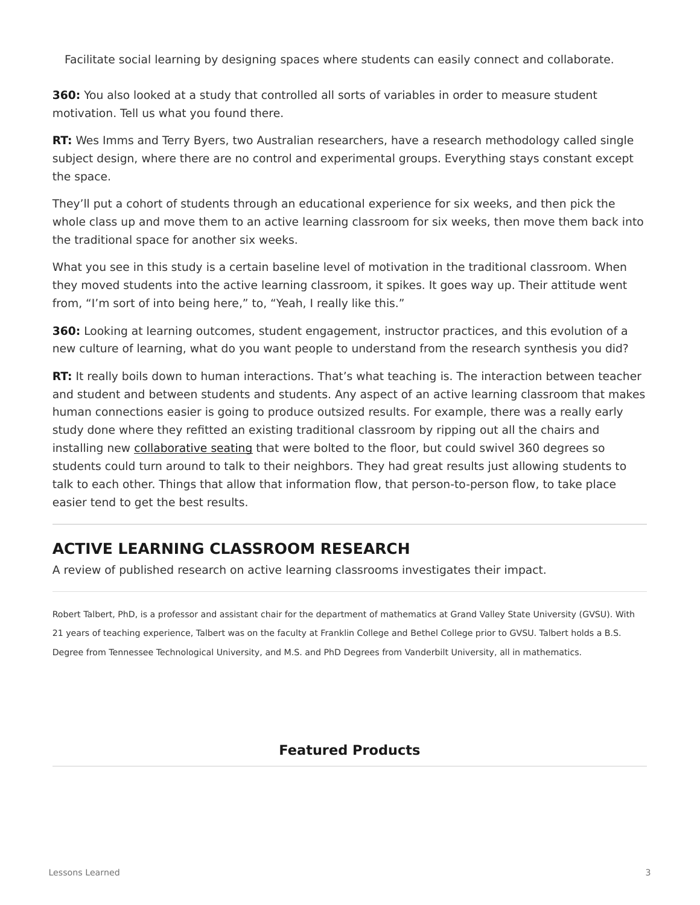Facilitate social learning by designing spaces where students can easily connect and collaborate.

**360:** You also looked at a study that controlled all sorts of variables in order to measure student motivation. Tell us what you found there.

**RT:** Wes Imms and Terry Byers, two Australian researchers, have a research methodology called single subject design, where there are no control and experimental groups. Everything stays constant except the space.

They'll put a cohort of students through an educational experience for six weeks, and then pick the whole class up and move them to an active learning classroom for six weeks, then move them back into the traditional space for another six weeks.

What you see in this study is a certain baseline level of motivation in the traditional classroom. When they moved students into the active learning classroom, it spikes. It goes way up. Their attitude went from, "I'm sort of into being here," to, "Yeah, I really like this."

**360:** Looking at learning outcomes, student engagement, instructor practices, and this evolution of a new culture of learning, what do you want people to understand from the research synthesis you did?

**RT:** It really boils down to human interactions. That's what teaching is. The interaction between teacher and student and between students and students. Any aspect of an active learning classroom that makes human connections easier is going to produce outsized results. For example, there was a really early study done where they refitted an existing traditional classroom by ripping out all the chairs and installing new collaborative seating that were bolted to the floor, but could swivel 360 degrees so students could turn around to talk to their neighbors. They had great results just allowing students to talk to each other. Things that allow that information flow, that person-to-person flow, to take place easier tend to get the best results.

---

## ACTIVE LEARNING CLASSROOM RESEARCH

A review of published research on active learning classrooms investigates their impact.

---

Robert Talbert, PhD, is a professor and assistant chair for the department of mathematics at Grand Valley State University (GVSU). With 21 years of teaching experience, Talbert was on the faculty at Franklin College and Bethel College prior to GVSU. Talbert holds a B.S. Degree from Tennessee Technological University, and M.S. and PhD Degrees from Vanderbilt University, all in mathematics.

### Featured Products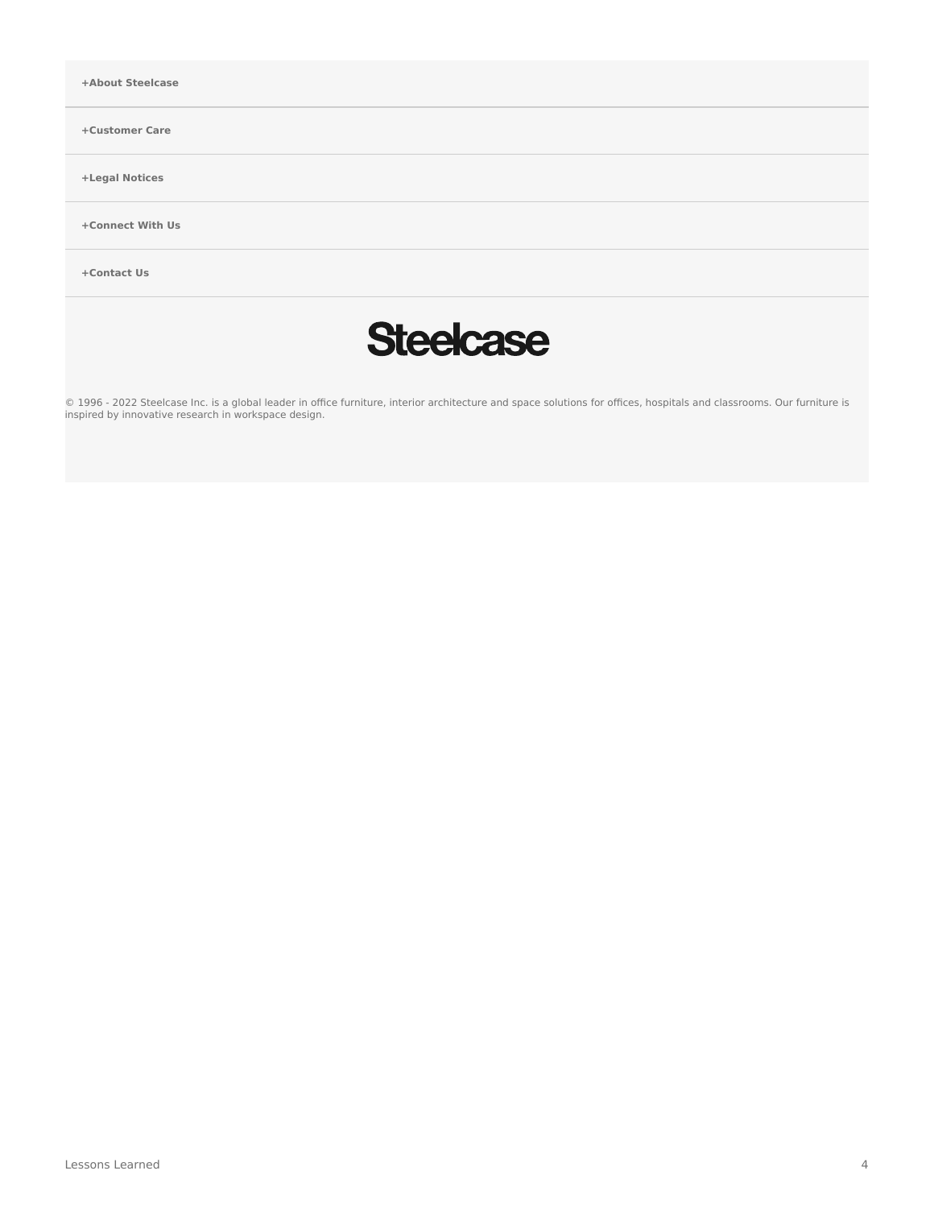+About Steelcase

+Customer Care

+Legal Notices

+Connect With Us

+Contact Us

Steelcase

© 1996 - 2022 Steelcase Inc. is a global leader in office furniture, interior architecture and space solutions for offices, hospitals and classrooms. Our furniture is inspired by innovative research in workspace design.